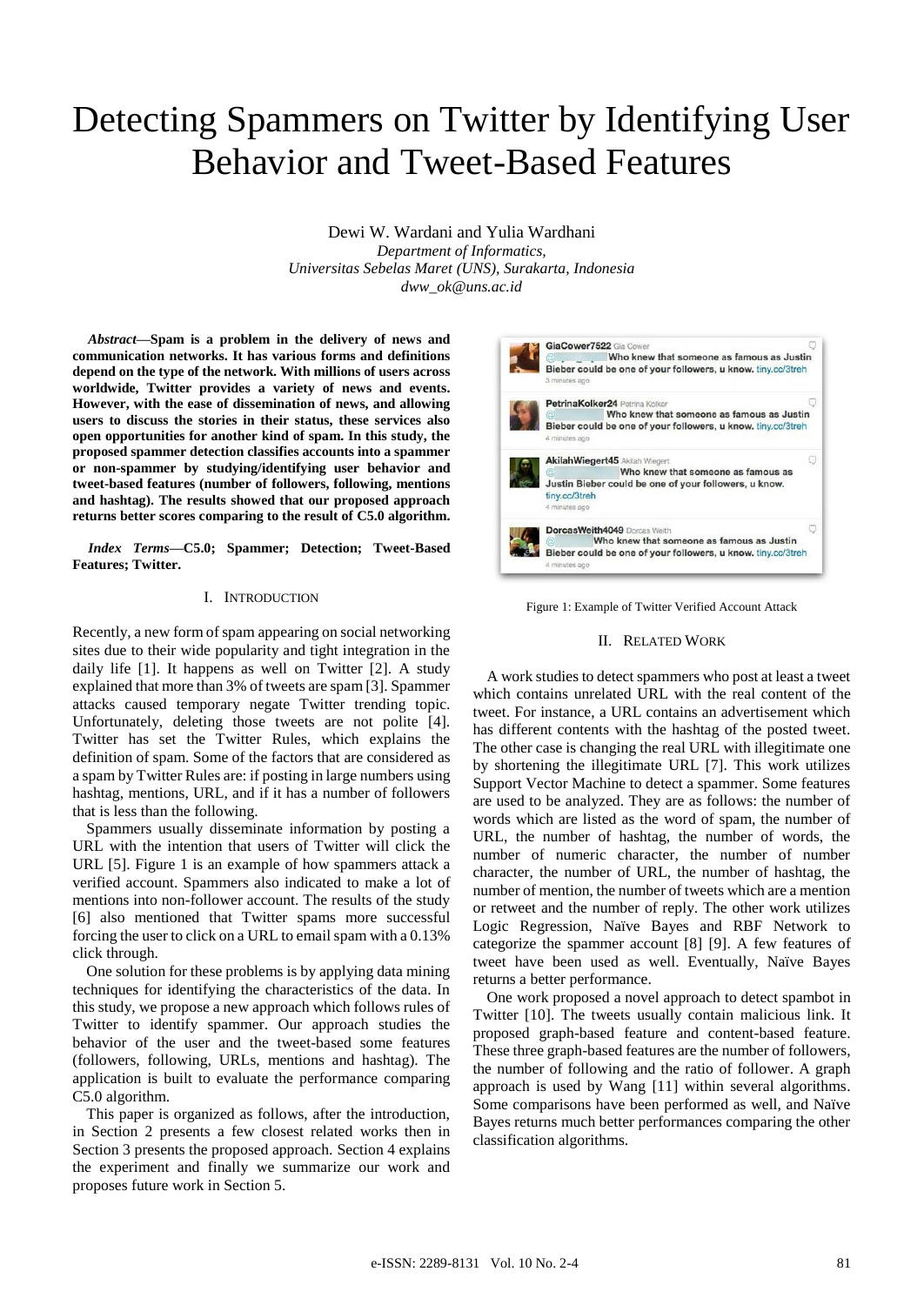# Detecting Spammers on Twitter by Identifying User Behavior and Tweet-Based Features

Dewi W. Wardani and Yulia Wardhani

*Department of Informatics,*
*Universitas Sebelas Maret (UNS), Surakarta, Indonesia*
*dww_ok@uns.ac.id*

***Abstract*—Spam is a problem in the delivery of news and communication networks. It has various forms and definitions depend on the type of the network. With millions of users across worldwide, Twitter provides a variety of news and events. However, with the ease of dissemination of news, and allowing users to discuss the stories in their status, these services also open opportunities for another kind of spam. In this study, the proposed spammer detection classifies accounts into a spammer or non-spammer by studying/identifying user behavior and tweet-based features (number of followers, following, mentions and hashtag). The results showed that our proposed approach returns better scores comparing to the result of C5.0 algorithm.**

***Index Terms*—C5.0; Spammer; Detection; Tweet-Based Features; Twitter.**

## I. INTRODUCTION

Recently, a new form of spam appearing on social networking sites due to their wide popularity and tight integration in the daily life [1]. It happens as well on Twitter [2]. A study explained that more than 3% of tweets are spam [3]. Spammer attacks caused temporary negate Twitter trending topic. Unfortunately, deleting those tweets are not polite [4]. Twitter has set the Twitter Rules, which explains the definition of spam. Some of the factors that are considered as a spam by Twitter Rules are: if posting in large numbers using hashtag, mentions, URL, and if it has a number of followers that is less than the following.

Spammers usually disseminate information by posting a URL with the intention that users of Twitter will click the URL [5]. Figure 1 is an example of how spammers attack a verified account. Spammers also indicated to make a lot of mentions into non-follower account. The results of the study [6] also mentioned that Twitter spams more successful forcing the user to click on a URL to email spam with a 0.13% click through.

One solution for these problems is by applying data mining techniques for identifying the characteristics of the data. In this study, we propose a new approach which follows rules of Twitter to identify spammer. Our approach studies the behavior of the user and the tweet-based some features (followers, following, URLs, mentions and hashtag). The application is built to evaluate the performance comparing C5.0 algorithm.

This paper is organized as follows, after the introduction, in Section 2 presents a few closest related works then in Section 3 presents the proposed approach. Section 4 explains the experiment and finally we summarize our work and proposes future work in Section 5.

Figure 1: Example of Twitter Verified Account Attack

## II. RELATED WORK

A work studies to detect spammers who post at least a tweet which contains unrelated URL with the real content of the tweet. For instance, a URL contains an advertisement which has different contents with the hashtag of the posted tweet. The other case is changing the real URL with illegitimate one by shortening the illegitimate URL [7]. This work utilizes Support Vector Machine to detect a spammer. Some features are used to be analyzed. They are as follows: the number of words which are listed as the word of spam, the number of URL, the number of hashtag, the number of words, the number of numeric character, the number of number character, the number of URL, the number of hashtag, the number of mention, the number of tweets which are a mention or retweet and the number of reply. The other work utilizes Logic Regression, Naïve Bayes and RBF Network to categorize the spammer account [8] [9]. A few features of tweet have been used as well. Eventually, Naïve Bayes returns a better performance.

One work proposed a novel approach to detect spambot in Twitter [10]. The tweets usually contain malicious link. It proposed graph-based feature and content-based feature. These three graph-based features are the number of followers, the number of following and the ratio of follower. A graph approach is used by Wang [11] within several algorithms. Some comparisons have been performed as well, and Naïve Bayes returns much better performances comparing the other classification algorithms.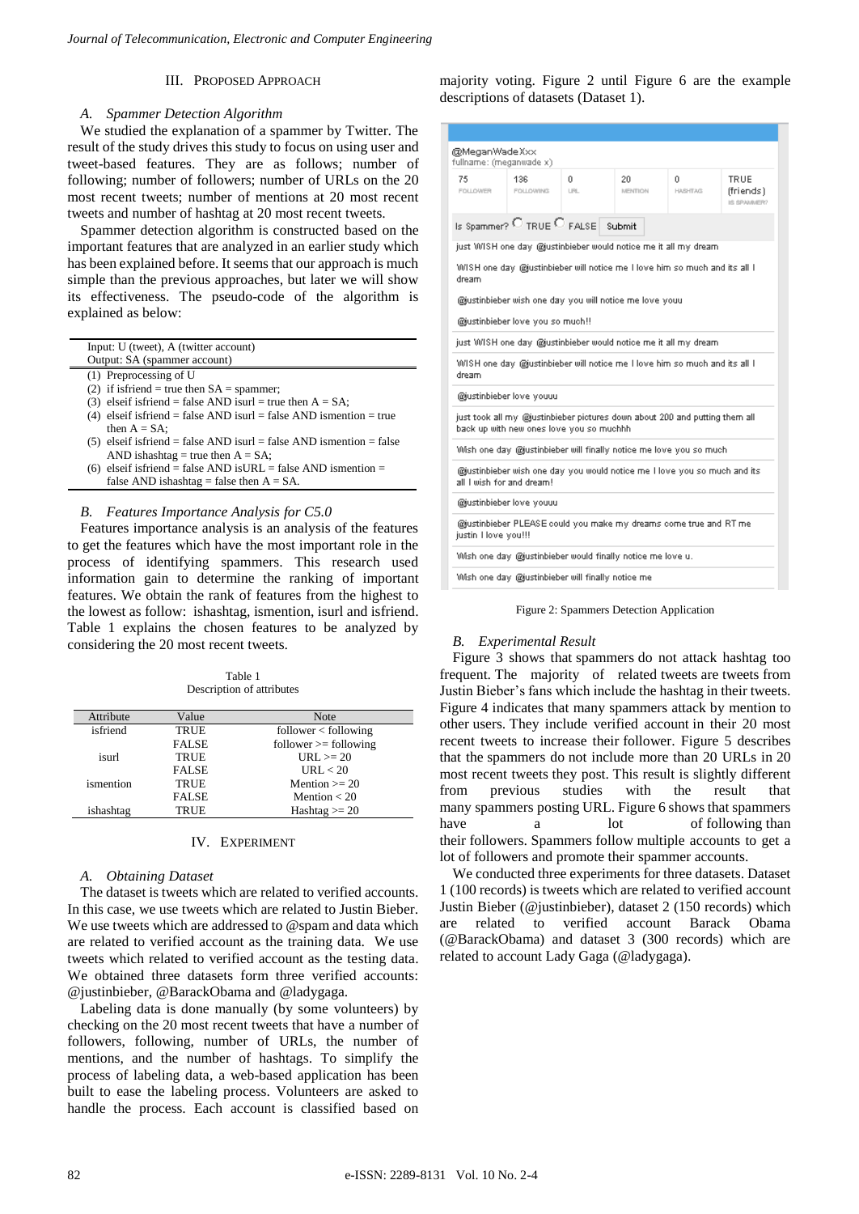## III. PROPOSED APPROACH

### A. Spammer Detection Algorithm

We studied the explanation of a spammer by Twitter. The result of the study drives this study to focus on using user and tweet-based features. They are as follows; number of following; number of followers; number of URLs on the 20 most recent tweets; number of mentions at 20 most recent tweets and number of hashtag at 20 most recent tweets.

Spammer detection algorithm is constructed based on the important features that are analyzed in an earlier study which has been explained before. It seems that our approach is much simple than the previous approaches, but later we will show its effectiveness. The pseudo-code of the algorithm is explained as below:

```
Input: U (tweet), A (twitter account)
Output: SA (spammer account)
(1) Preprocessing of U
(2) if isfriend = true then SA = spammer;
(3) elseif isfriend = false AND isurl = true then A = SA;
(4) elseif isfriend = false AND isurl = false AND ismention = true
    then A = SA;
(5) elseif isfriend = false AND isurl = false AND ismention = false
    AND ishashtag = true then A = SA;
(6) elseif isfriend = false AND isURL = false AND ismention =
    false AND ishashtag = false then A = SA.
```

### B. Features Importance Analysis for C5.0

Features importance analysis is an analysis of the features to get the features which have the most important role in the process of identifying spammers. This research used information gain to determine the ranking of important features. We obtain the rank of features from the highest to the lowest as follow: ishashtag, ismention, isurl and isfriend. Table 1 explains the chosen features to be analyzed by considering the 20 most recent tweets.

Table 1
Description of attributes

| Attribute | Value | Note |
|---|---|---|
| isfriend | TRUE | follower < following |
| | FALSE | follower >= following |
| isurl | TRUE | URL >= 20 |
| | FALSE | URL < 20 |
| ismention | TRUE | Mention >= 20 |
| | FALSE | Mention < 20 |
| ishashtag | TRUE | Hashtag >= 20 |

## IV. EXPERIMENT

### A. Obtaining Dataset

The dataset is tweets which are related to verified accounts. In this case, we use tweets which are related to Justin Bieber. We use tweets which are addressed to @spam and data which are related to verified account as the training data. We use tweets which related to verified account as the testing data. We obtained three datasets form three verified accounts: @justinbieber, @BarackObama and @ladygaga.

Labeling data is done manually (by some volunteers) by checking on the 20 most recent tweets that have a number of followers, following, number of URLs, the number of mentions, and the number of hashtags. To simplify the process of labeling data, a web-based application has been built to ease the labeling process. Volunteers are asked to handle the process. Each account is classified based on majority voting. Figure 2 until Figure 6 are the example descriptions of datasets (Dataset 1).

| @MeganWadeXxx<br>fullname: (meganwade x) | | | | | |
|---|---|---|---|---|---|
| 75<br>FOLLOWER | 136<br>FOLLOWING | 0<br>URL | 20<br>MENTION | 0<br>HASHTAG | TRUE (friends)<br>IS SPAMMER? |

Is Spammer? ○ TRUE ○ FALSE Submit

just WISH one day @justinbieber would notice me it all my dream

WISH one day @justinbieber will notice me I love him so much and its all I dream

@justinbieber wish one day you will notice me love youu

@justinbieber love you so much!!

just WISH one day @justinbieber would notice me it all my dream

WISH one day @justinbieber will notice me I love him so much and its all I dream

@justinbieber love youuu

just took all my @justinbieber pictures down about 200 and putting them all back up with new ones love you so muchhh

Wish one day @justinbieber will finally notice me love you so much

@justinbieber wish one day you would notice me I love you so much and its all I wish for and dream!

@justinbieber love youuu

@justinbieber PLEASE could you make my dreams come true and RT me justin I love you!!!

Wish one day @justinbieber would finally notice me love u.

Wish one day @justinbieber will finally notice me

Figure 2: Spammers Detection Application

### B. Experimental Result

Figure 3 shows that spammers do not attack hashtag too frequent. The majority of related tweets are tweets from Justin Bieber's fans which include the hashtag in their tweets. Figure 4 indicates that many spammers attack by mention to other users. They include verified account in their 20 most recent tweets to increase their follower. Figure 5 describes that the spammers do not include more than 20 URLs in 20 most recent tweets they post. This result is slightly different from previous studies with the result that many spammers posting URL. Figure 6 shows that spammers have a lot of following than their followers. Spammers follow multiple accounts to get a lot of followers and promote their spammer accounts.

We conducted three experiments for three datasets. Dataset 1 (100 records) is tweets which are related to verified account Justin Bieber (@justinbieber), dataset 2 (150 records) which are related to verified account Barack Obama (@BarackObama) and dataset 3 (300 records) which are related to account Lady Gaga (@ladygaga).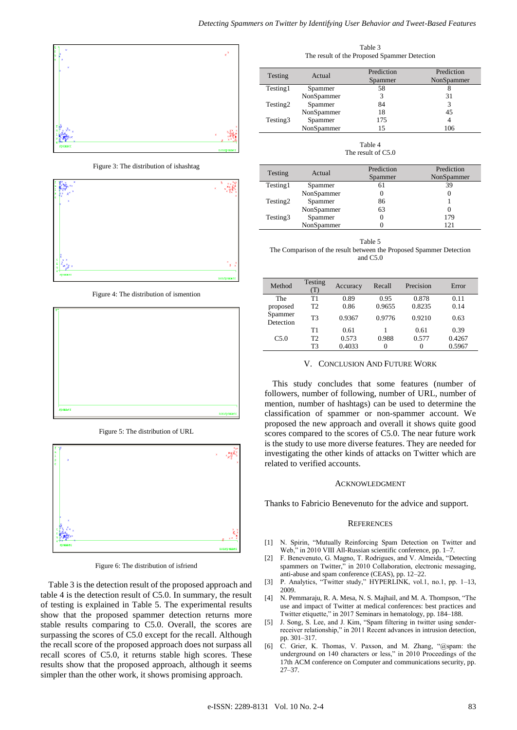Figure 3: The distribution of ishashtag

Figure 4: The distribution of ismention

Figure 5: The distribution of URL

Figure 6: The distribution of isfriend

Table 3 is the detection result of the proposed approach and table 4 is the detection result of C5.0. In summary, the result of testing is explained in Table 5. The experimental results show that the proposed spammer detection returns more stable results comparing to C5.0. Overall, the scores are surpassing the scores of C5.0 except for the recall. Although the recall score of the proposed approach does not surpass all recall scores of C5.0, it returns stable high scores. These results show that the proposed approach, although it seems simpler than the other work, it shows promising approach.

Table 3
The result of the Proposed Spammer Detection

| Testing | Actual | Prediction Spammer | Prediction NonSpammer |
|---|---|---|---|
| Testing1 | Spammer | 58 | 8 |
| | NonSpammer | 3 | 31 |
| Testing2 | Spammer | 84 | 3 |
| | NonSpammer | 18 | 45 |
| Testing3 | Spammer | 175 | 4 |
| | NonSpammer | 15 | 106 |

Table 4
The result of C5.0

| Testing | Actual | Prediction Spammer | Prediction NonSpammer |
|---|---|---|---|
| Testing1 | Spammer | 61 | 39 |
| | NonSpammer | 0 | 0 |
| Testing2 | Spammer | 86 | 1 |
| | NonSpammer | 63 | 0 |
| Testing3 | Spammer | 0 | 179 |
| | NonSpammer | 0 | 121 |

Table 5
The Comparison of the result between the Proposed Spammer Detection and C5.0

| Method | Testing (T) | Accuracy | Recall | Precision | Error |
|---|---|---|---|---|---|
| The proposed Spammer Detection | T1 | 0.89 | 0.95 | 0.878 | 0.11 |
| | T2 | 0.86 | 0.9655 | 0.8235 | 0.14 |
| | T3 | 0.9367 | 0.9776 | 0.9210 | 0.63 |
| C5.0 | T1 | 0.61 | 1 | 0.61 | 0.39 |
| | T2 | 0.573 | 0.988 | 0.577 | 0.4267 |
| | T3 | 0.4033 | 0 | 0 | 0.5967 |

## V. Conclusion And Future Work

This study concludes that some features (number of followers, number of following, number of URL, number of mention, number of hashtags) can be used to determine the classification of spammer or non-spammer account. We proposed the new approach and overall it shows quite good scores compared to the scores of C5.0. The near future work is the study to use more diverse features. They are needed for investigating the other kinds of attacks on Twitter which are related to verified accounts.

## Acknowledgment

Thanks to Fabricio Benevenuto for the advice and support.

## References

[1] N. Spirin, "Mutually Reinforcing Spam Detection on Twitter and Web," in 2010 VIII All-Russian scientific conference, pp. 1–7.

[2] F. Benevenuto, G. Magno, T. Rodrigues, and V. Almeida, "Detecting spammers on Twitter," in 2010 Collaboration, electronic messaging, anti-abuse and spam conference (CEAS), pp. 12–22.

[3] P. Analytics, "Twitter study," HYPERLINK, vol.1, no.1, pp. 1–13, 2009.

[4] N. Pemmaraju, R. A. Mesa, N. S. Majhail, and M. A. Thompson, "The use and impact of Twitter at medical conferences: best practices and Twitter etiquette," in 2017 Seminars in hematology, pp. 184–188.

[5] J. Song, S. Lee, and J. Kim, "Spam filtering in twitter using sender-receiver relationship," in 2011 Recent advances in intrusion detection, pp. 301–317.

[6] C. Grier, K. Thomas, V. Paxson, and M. Zhang, "@spam: the underground on 140 characters or less," in 2010 Proceedings of the 17th ACM conference on Computer and communications security, pp. 27–37.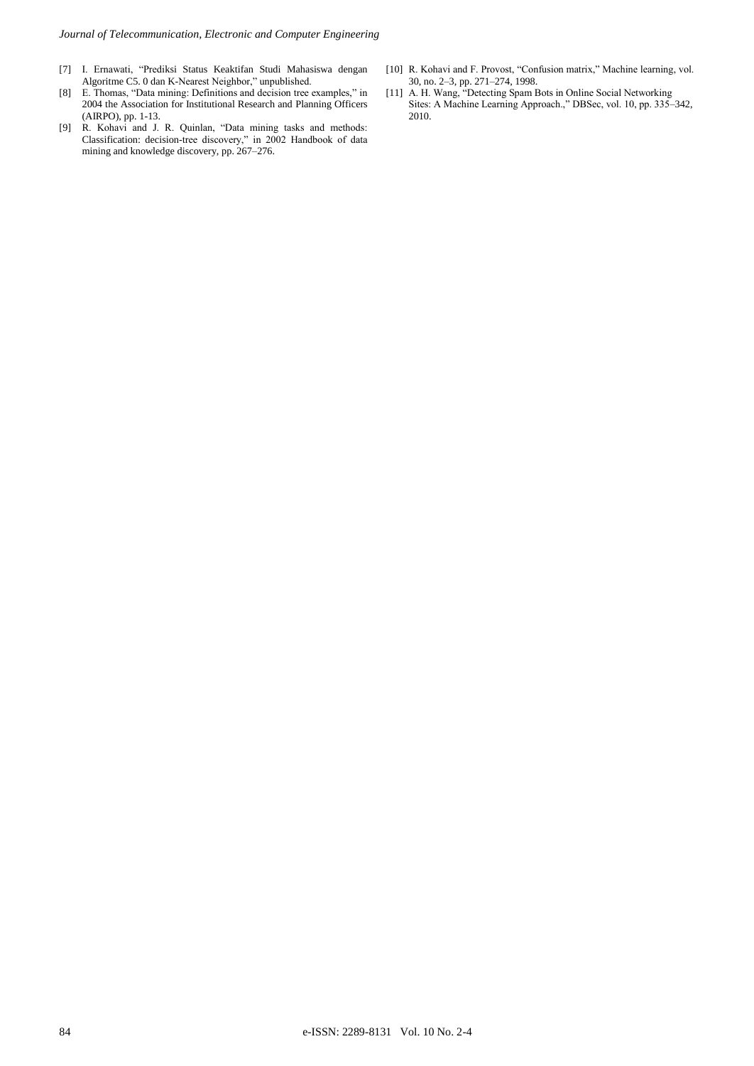[7] I. Ernawati, "Prediksi Status Keaktifan Studi Mahasiswa dengan Algoritme C5. 0 dan K-Nearest Neighbor," unpublished.

[8] E. Thomas, "Data mining: Definitions and decision tree examples," in 2004 the Association for Institutional Research and Planning Officers (AIRPO), pp. 1-13.

[9] R. Kohavi and J. R. Quinlan, "Data mining tasks and methods: Classification: decision-tree discovery," in 2002 Handbook of data mining and knowledge discovery, pp. 267–276.

[10] R. Kohavi and F. Provost, "Confusion matrix," Machine learning, vol. 30, no. 2–3, pp. 271–274, 1998.

[11] A. H. Wang, "Detecting Spam Bots in Online Social Networking Sites: A Machine Learning Approach.," DBSec, vol. 10, pp. 335–342, 2010.